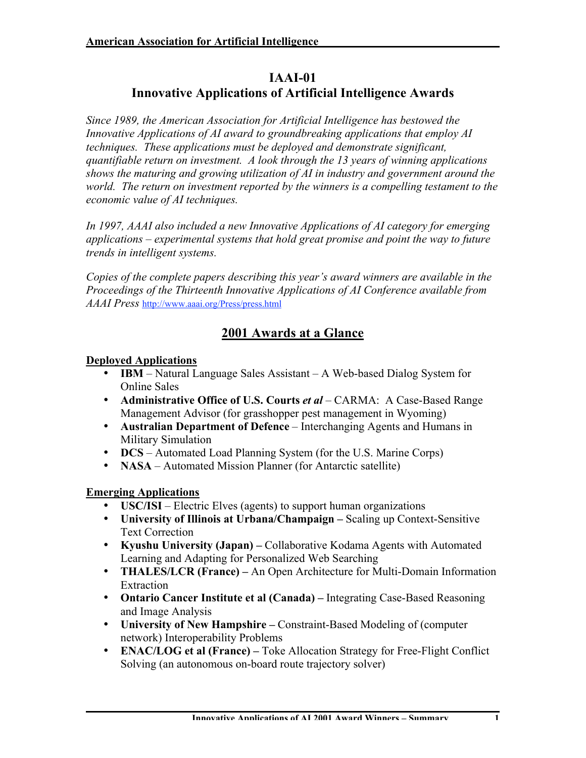# IAAI-01
# Innovative Applications of Artificial Intelligence Awards

*Since 1989, the American Association for Artificial Intelligence has bestowed the Innovative Applications of AI award to groundbreaking applications that employ AI techniques. These applications must be deployed and demonstrate significant, quantifiable return on investment. A look through the 13 years of winning applications shows the maturing and growing utilization of AI in industry and government around the world. The return on investment reported by the winners is a compelling testament to the economic value of AI techniques.*

*In 1997, AAAI also included a new Innovative Applications of AI category for emerging applications – experimental systems that hold great promise and point the way to future trends in intelligent systems.*

*Copies of the complete papers describing this year's award winners are available in the Proceedings of the Thirteenth Innovative Applications of AI Conference available from AAAI Press* http://www.aaai.org/Press/press.html

## 2001 Awards at a Glance

**Deployed Applications**

- **IBM** – Natural Language Sales Assistant – A Web-based Dialog System for Online Sales
- **Administrative Office of U.S. Courts *et al*** – CARMA: A Case-Based Range Management Advisor (for grasshopper pest management in Wyoming)
- **Australian Department of Defence** – Interchanging Agents and Humans in Military Simulation
- **DCS** – Automated Load Planning System (for the U.S. Marine Corps)
- **NASA** – Automated Mission Planner (for Antarctic satellite)

**Emerging Applications**

- **USC/ISI** – Electric Elves (agents) to support human organizations
- **University of Illinois at Urbana/Champaign –** Scaling up Context-Sensitive Text Correction
- **Kyushu University (Japan) –** Collaborative Kodama Agents with Automated Learning and Adapting for Personalized Web Searching
- **THALES/LCR (France) –** An Open Architecture for Multi-Domain Information Extraction
- **Ontario Cancer Institute et al (Canada) –** Integrating Case-Based Reasoning and Image Analysis
- **University of New Hampshire –** Constraint-Based Modeling of (computer network) Interoperability Problems
- **ENAC/LOG et al (France) –** Toke Allocation Strategy for Free-Flight Conflict Solving (an autonomous on-board route trajectory solver)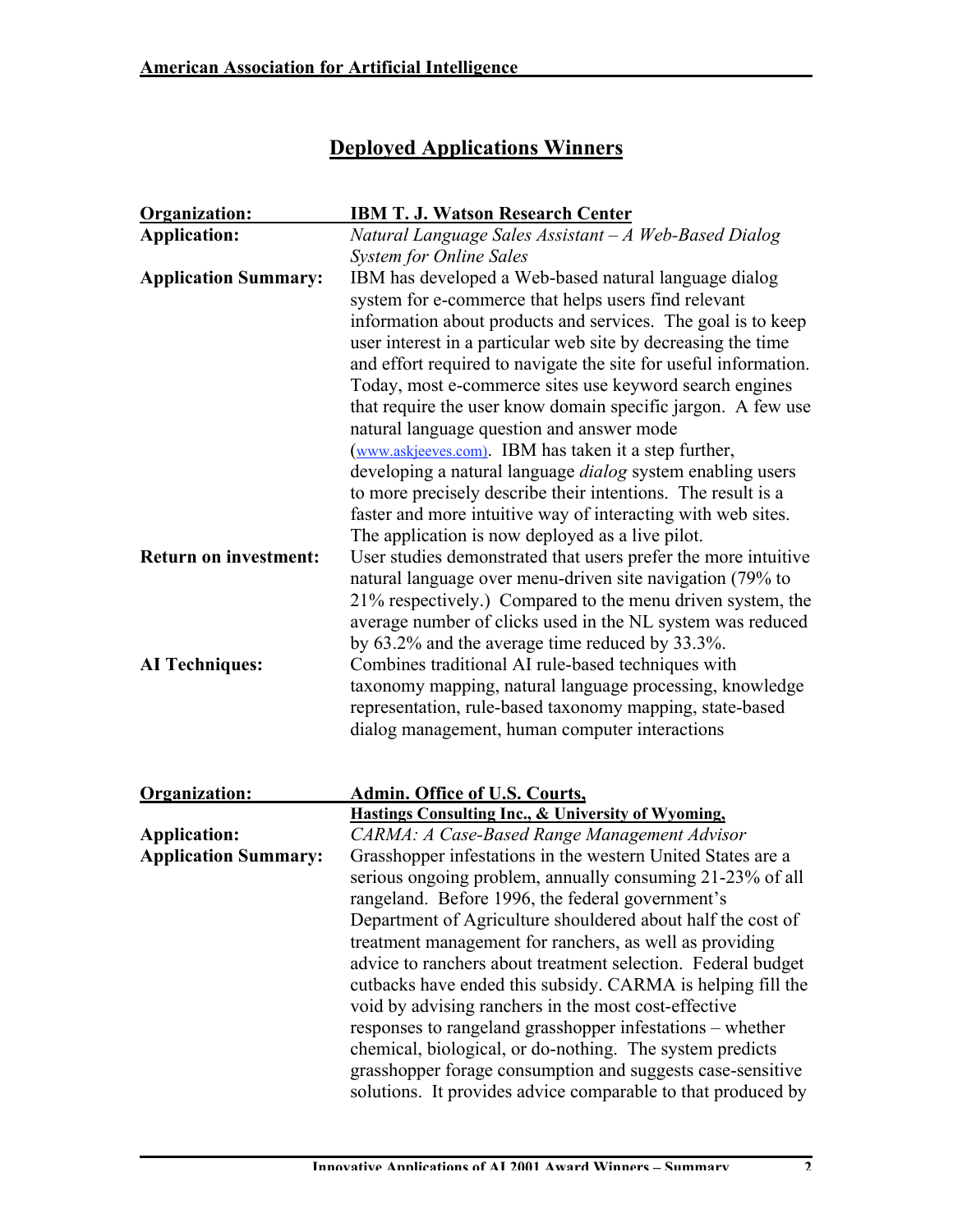## Deployed Applications Winners

**Organization:** **IBM T. J. Watson Research Center**

**Application:** *Natural Language Sales Assistant – A Web-Based Dialog System for Online Sales*

**Application Summary:** IBM has developed a Web-based natural language dialog system for e-commerce that helps users find relevant information about products and services. The goal is to keep user interest in a particular web site by decreasing the time and effort required to navigate the site for useful information. Today, most e-commerce sites use keyword search engines that require the user know domain specific jargon. A few use natural language question and answer mode (www.askjeeves.com). IBM has taken it a step further, developing a natural language *dialog* system enabling users to more precisely describe their intentions. The result is a faster and more intuitive way of interacting with web sites. The application is now deployed as a live pilot.

**Return on investment:** User studies demonstrated that users prefer the more intuitive natural language over menu-driven site navigation (79% to 21% respectively.) Compared to the menu driven system, the average number of clicks used in the NL system was reduced by 63.2% and the average time reduced by 33.3%.

**AI Techniques:** Combines traditional AI rule-based techniques with taxonomy mapping, natural language processing, knowledge representation, rule-based taxonomy mapping, state-based dialog management, human computer interactions

**Organization:** **Admin. Office of U.S. Courts, Hastings Consulting Inc., & University of Wyoming,**

**Application:** *CARMA: A Case-Based Range Management Advisor*

**Application Summary:** Grasshopper infestations in the western United States are a serious ongoing problem, annually consuming 21-23% of all rangeland. Before 1996, the federal government's Department of Agriculture shouldered about half the cost of treatment management for ranchers, as well as providing advice to ranchers about treatment selection. Federal budget cutbacks have ended this subsidy. CARMA is helping fill the void by advising ranchers in the most cost-effective responses to rangeland grasshopper infestations – whether chemical, biological, or do-nothing. The system predicts grasshopper forage consumption and suggests case-sensitive solutions. It provides advice comparable to that produced by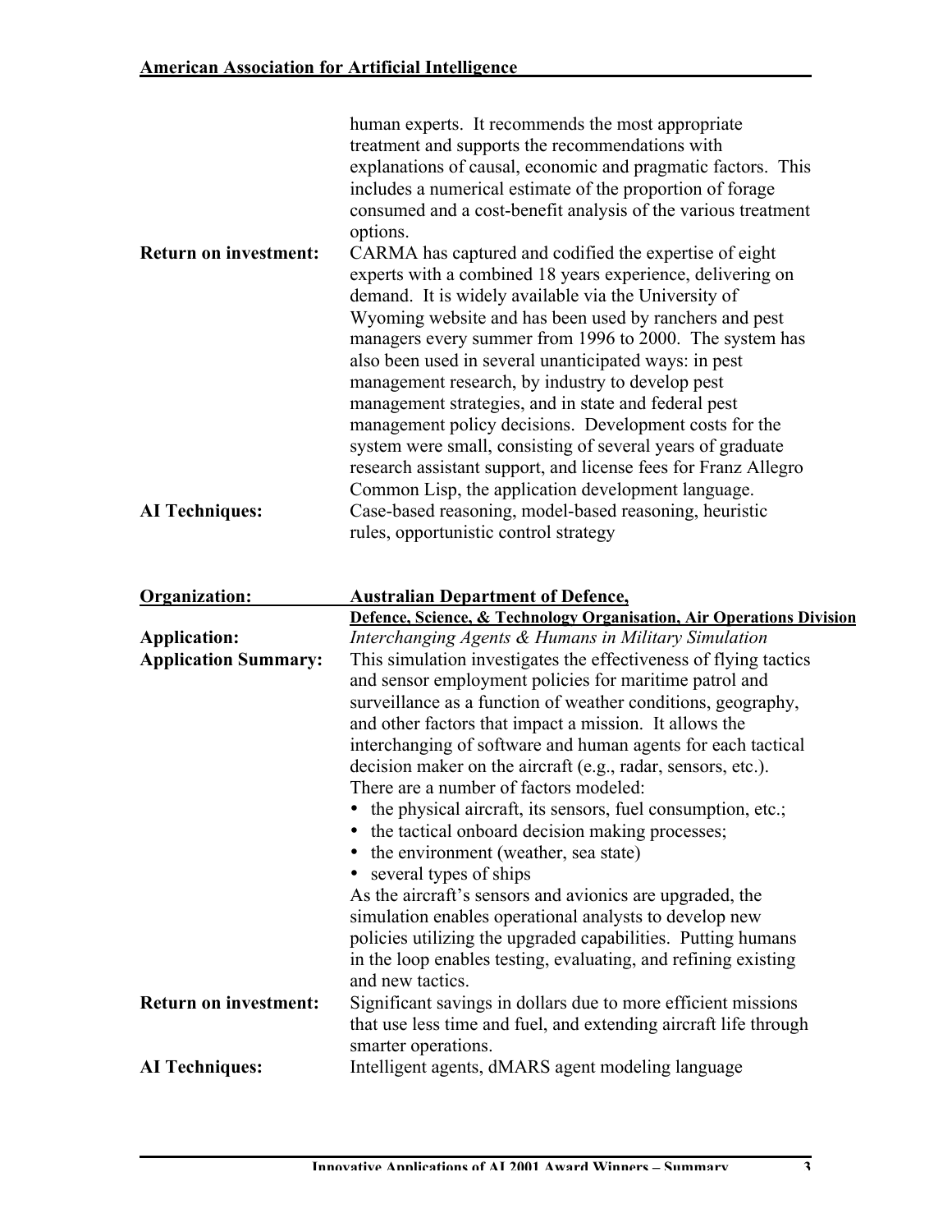human experts. It recommends the most appropriate treatment and supports the recommendations with explanations of causal, economic and pragmatic factors. This includes a numerical estimate of the proportion of forage consumed and a cost-benefit analysis of the various treatment options.

**Return on investment:** CARMA has captured and codified the expertise of eight experts with a combined 18 years experience, delivering on demand. It is widely available via the University of Wyoming website and has been used by ranchers and pest managers every summer from 1996 to 2000. The system has also been used in several unanticipated ways: in pest management research, by industry to develop pest management strategies, and in state and federal pest management policy decisions. Development costs for the system were small, consisting of several years of graduate research assistant support, and license fees for Franz Allegro Common Lisp, the application development language.

**AI Techniques:** Case-based reasoning, model-based reasoning, heuristic rules, opportunistic control strategy

**Organization:** **Australian Department of Defence, Defence, Science, & Technology Organisation, Air Operations Division**

**Application:** *Interchanging Agents & Humans in Military Simulation*

**Application Summary:** This simulation investigates the effectiveness of flying tactics and sensor employment policies for maritime patrol and surveillance as a function of weather conditions, geography, and other factors that impact a mission. It allows the interchanging of software and human agents for each tactical decision maker on the aircraft (e.g., radar, sensors, etc.). There are a number of factors modeled:

- the physical aircraft, its sensors, fuel consumption, etc.;
- the tactical onboard decision making processes;
- the environment (weather, sea state)
- several types of ships

As the aircraft's sensors and avionics are upgraded, the simulation enables operational analysts to develop new policies utilizing the upgraded capabilities. Putting humans in the loop enables testing, evaluating, and refining existing and new tactics.

**Return on investment:** Significant savings in dollars due to more efficient missions that use less time and fuel, and extending aircraft life through smarter operations.

**AI Techniques:** Intelligent agents, dMARS agent modeling language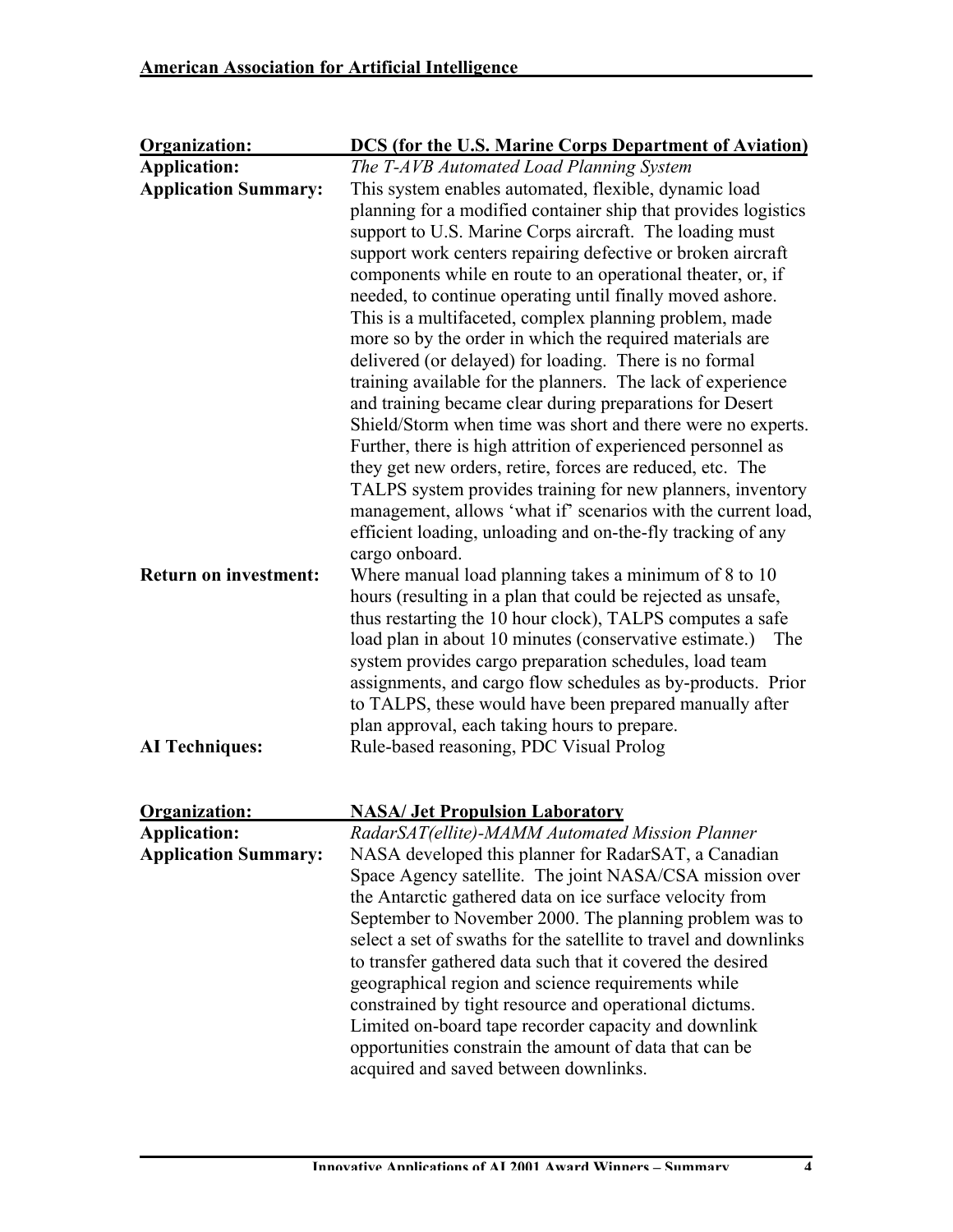**Organization:** **DCS (for the U.S. Marine Corps Department of Aviation)**

**Application:** *The T-AVB Automated Load Planning System*

**Application Summary:** This system enables automated, flexible, dynamic load planning for a modified container ship that provides logistics support to U.S. Marine Corps aircraft. The loading must support work centers repairing defective or broken aircraft components while en route to an operational theater, or, if needed, to continue operating until finally moved ashore. This is a multifaceted, complex planning problem, made more so by the order in which the required materials are delivered (or delayed) for loading. There is no formal training available for the planners. The lack of experience and training became clear during preparations for Desert Shield/Storm when time was short and there were no experts. Further, there is high attrition of experienced personnel as they get new orders, retire, forces are reduced, etc. The TALPS system provides training for new planners, inventory management, allows 'what if' scenarios with the current load, efficient loading, unloading and on-the-fly tracking of any cargo onboard.

**Return on investment:** Where manual load planning takes a minimum of 8 to 10 hours (resulting in a plan that could be rejected as unsafe, thus restarting the 10 hour clock), TALPS computes a safe load plan in about 10 minutes (conservative estimate.) The system provides cargo preparation schedules, load team assignments, and cargo flow schedules as by-products. Prior to TALPS, these would have been prepared manually after plan approval, each taking hours to prepare.

**AI Techniques:** Rule-based reasoning, PDC Visual Prolog

**Organization:** **NASA/ Jet Propulsion Laboratory**

**Application:** *RadarSAT(ellite)-MAMM Automated Mission Planner*

**Application Summary:** NASA developed this planner for RadarSAT, a Canadian Space Agency satellite. The joint NASA/CSA mission over the Antarctic gathered data on ice surface velocity from September to November 2000. The planning problem was to select a set of swaths for the satellite to travel and downlinks to transfer gathered data such that it covered the desired geographical region and science requirements while constrained by tight resource and operational dictums. Limited on-board tape recorder capacity and downlink opportunities constrain the amount of data that can be acquired and saved between downlinks.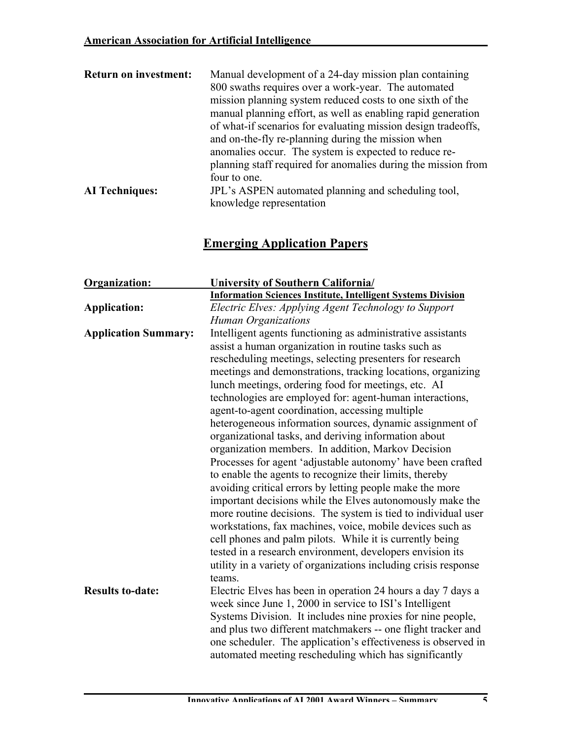**Return on investment:** Manual development of a 24-day mission plan containing 800 swaths requires over a work-year. The automated mission planning system reduced costs to one sixth of the manual planning effort, as well as enabling rapid generation of what-if scenarios for evaluating mission design tradeoffs, and on-the-fly re-planning during the mission when anomalies occur. The system is expected to reduce re-planning staff required for anomalies during the mission from four to one.

**AI Techniques:** JPL's ASPEN automated planning and scheduling tool, knowledge representation

## Emerging Application Papers

**Organization:** **University of Southern California/ Information Sciences Institute, Intelligent Systems Division**

**Application:** *Electric Elves: Applying Agent Technology to Support Human Organizations*

**Application Summary:** Intelligent agents functioning as administrative assistants assist a human organization in routine tasks such as rescheduling meetings, selecting presenters for research meetings and demonstrations, tracking locations, organizing lunch meetings, ordering food for meetings, etc. AI technologies are employed for: agent-human interactions, agent-to-agent coordination, accessing multiple heterogeneous information sources, dynamic assignment of organizational tasks, and deriving information about organization members. In addition, Markov Decision Processes for agent 'adjustable autonomy' have been crafted to enable the agents to recognize their limits, thereby avoiding critical errors by letting people make the more important decisions while the Elves autonomously make the more routine decisions. The system is tied to individual user workstations, fax machines, voice, mobile devices such as cell phones and palm pilots. While it is currently being tested in a research environment, developers envision its utility in a variety of organizations including crisis response teams.

**Results to-date:** Electric Elves has been in operation 24 hours a day 7 days a week since June 1, 2000 in service to ISI's Intelligent Systems Division. It includes nine proxies for nine people, and plus two different matchmakers -- one flight tracker and one scheduler. The application's effectiveness is observed in automated meeting rescheduling which has significantly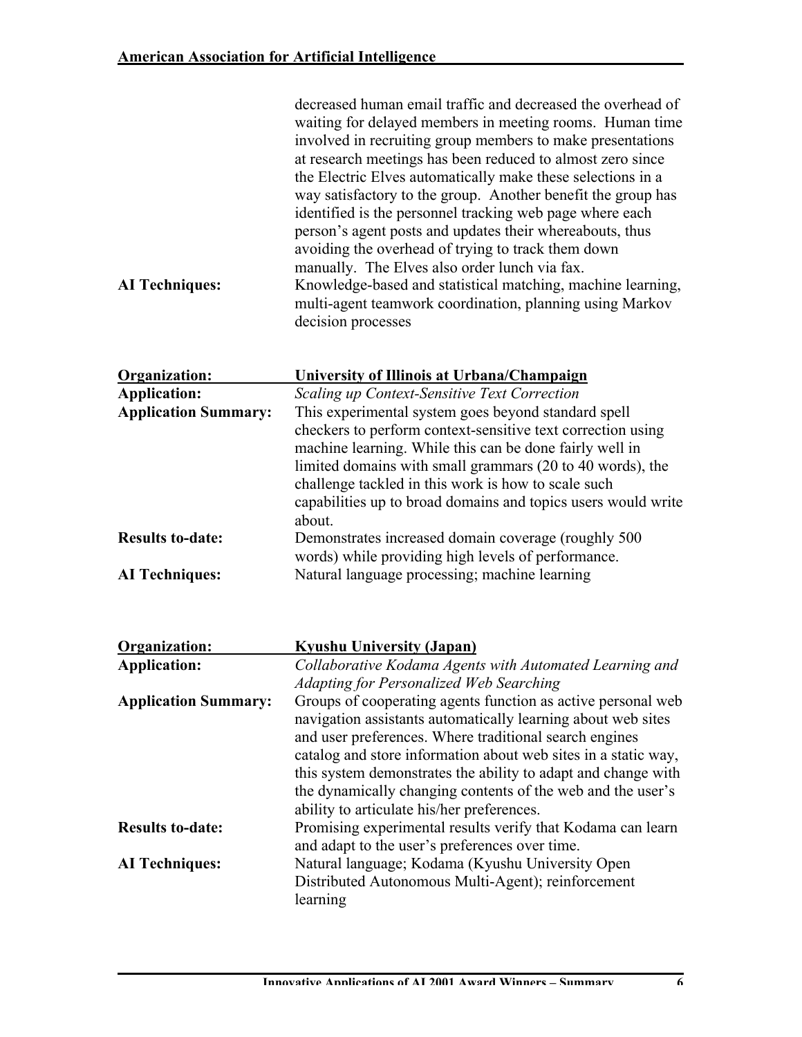decreased human email traffic and decreased the overhead of waiting for delayed members in meeting rooms. Human time involved in recruiting group members to make presentations at research meetings has been reduced to almost zero since the Electric Elves automatically make these selections in a way satisfactory to the group. Another benefit the group has identified is the personnel tracking web page where each person's agent posts and updates their whereabouts, thus avoiding the overhead of trying to track them down manually. The Elves also order lunch via fax.

**AI Techniques:** Knowledge-based and statistical matching, machine learning, multi-agent teamwork coordination, planning using Markov decision processes

**Organization:** **University of Illinois at Urbana/Champaign**

**Application:** *Scaling up Context-Sensitive Text Correction*

**Application Summary:** This experimental system goes beyond standard spell checkers to perform context-sensitive text correction using machine learning. While this can be done fairly well in limited domains with small grammars (20 to 40 words), the challenge tackled in this work is how to scale such capabilities up to broad domains and topics users would write about.

**Results to-date:** Demonstrates increased domain coverage (roughly 500 words) while providing high levels of performance.

**AI Techniques:** Natural language processing; machine learning

**Organization:** **Kyushu University (Japan)**

**Application:** *Collaborative Kodama Agents with Automated Learning and Adapting for Personalized Web Searching*

**Application Summary:** Groups of cooperating agents function as active personal web navigation assistants automatically learning about web sites and user preferences. Where traditional search engines catalog and store information about web sites in a static way, this system demonstrates the ability to adapt and change with the dynamically changing contents of the web and the user's ability to articulate his/her preferences.

**Results to-date:** Promising experimental results verify that Kodama can learn and adapt to the user's preferences over time.

**AI Techniques:** Natural language; Kodama (Kyushu University Open Distributed Autonomous Multi-Agent); reinforcement learning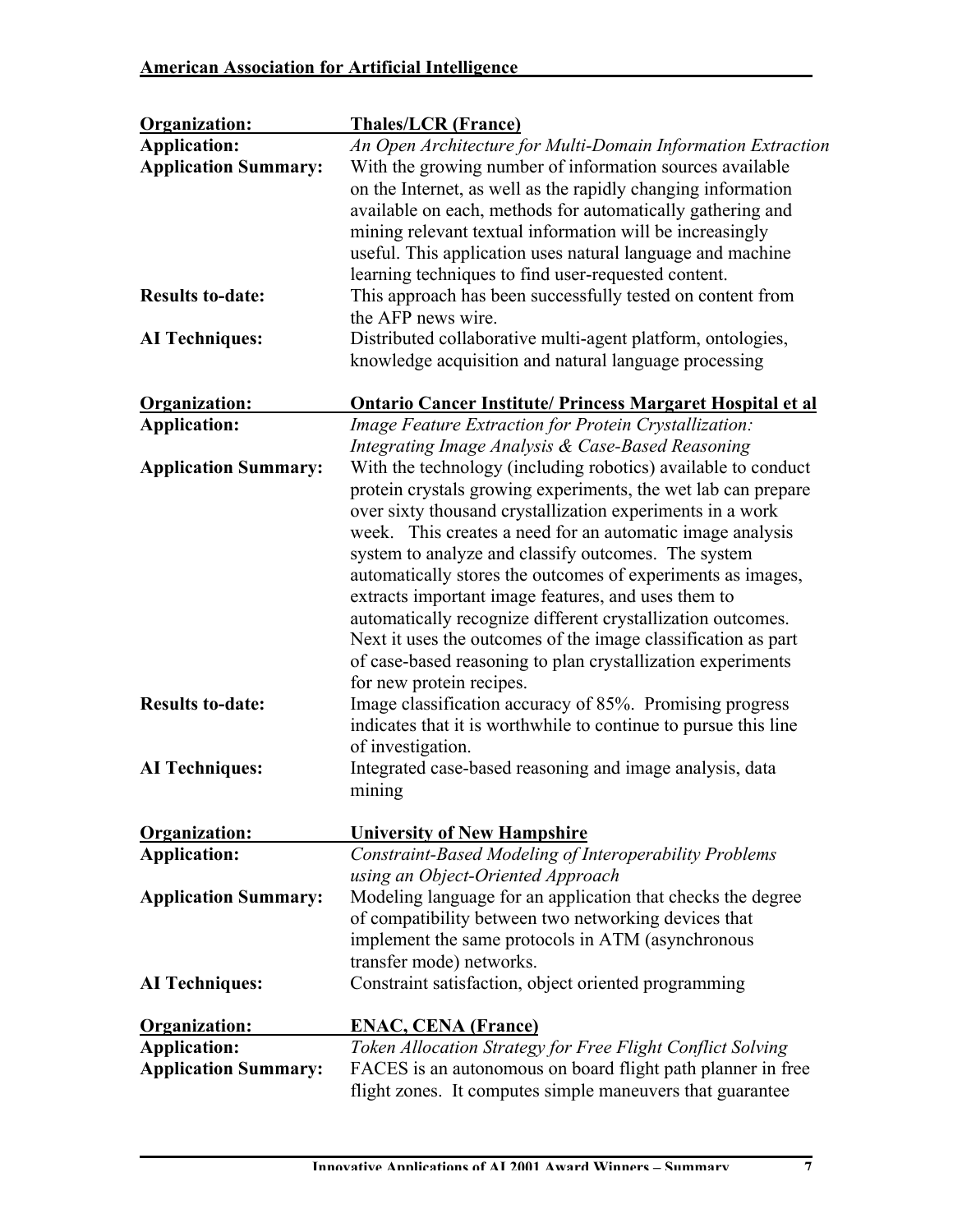**Organization:** **Thales/LCR (France)**

**Application:** *An Open Architecture for Multi-Domain Information Extraction*

**Application Summary:** With the growing number of information sources available on the Internet, as well as the rapidly changing information available on each, methods for automatically gathering and mining relevant textual information will be increasingly useful. This application uses natural language and machine learning techniques to find user-requested content.

**Results to-date:** This approach has been successfully tested on content from the AFP news wire.

**AI Techniques:** Distributed collaborative multi-agent platform, ontologies, knowledge acquisition and natural language processing

**Organization:** **Ontario Cancer Institute/ Princess Margaret Hospital et al**

**Application:** *Image Feature Extraction for Protein Crystallization: Integrating Image Analysis & Case-Based Reasoning*

**Application Summary:** With the technology (including robotics) available to conduct protein crystals growing experiments, the wet lab can prepare over sixty thousand crystallization experiments in a work week. This creates a need for an automatic image analysis system to analyze and classify outcomes. The system automatically stores the outcomes of experiments as images, extracts important image features, and uses them to automatically recognize different crystallization outcomes. Next it uses the outcomes of the image classification as part of case-based reasoning to plan crystallization experiments for new protein recipes.

**Results to-date:** Image classification accuracy of 85%. Promising progress indicates that it is worthwhile to continue to pursue this line of investigation.

**AI Techniques:** Integrated case-based reasoning and image analysis, data mining

**Organization:** **University of New Hampshire**

**Application:** *Constraint-Based Modeling of Interoperability Problems using an Object-Oriented Approach*

**Application Summary:** Modeling language for an application that checks the degree of compatibility between two networking devices that implement the same protocols in ATM (asynchronous transfer mode) networks.

**AI Techniques:** Constraint satisfaction, object oriented programming

**Organization:** **ENAC, CENA (France)**

**Application:** *Token Allocation Strategy for Free Flight Conflict Solving*

**Application Summary:** FACES is an autonomous on board flight path planner in free flight zones. It computes simple maneuvers that guarantee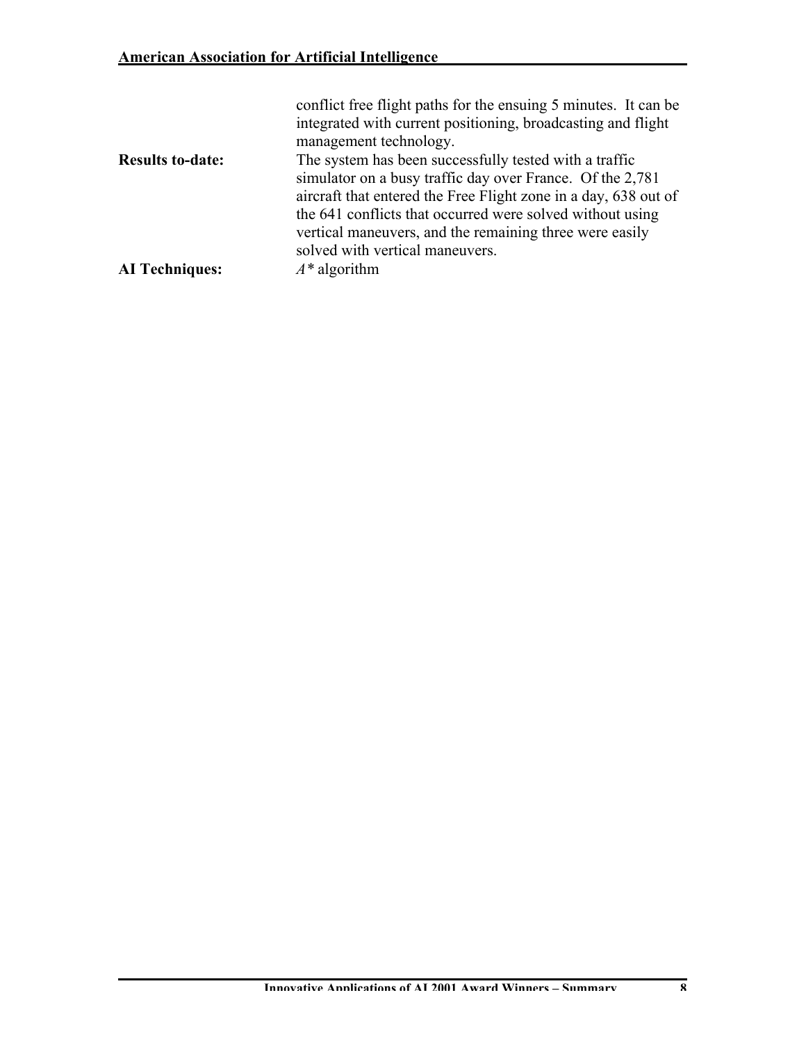conflict free flight paths for the ensuing 5 minutes. It can be integrated with current positioning, broadcasting and flight management technology.

**Results to-date:** The system has been successfully tested with a traffic simulator on a busy traffic day over France. Of the 2,781 aircraft that entered the Free Flight zone in a day, 638 out of the 641 conflicts that occurred were solved without using vertical maneuvers, and the remaining three were easily solved with vertical maneuvers.

**AI Techniques:** *A\** algorithm